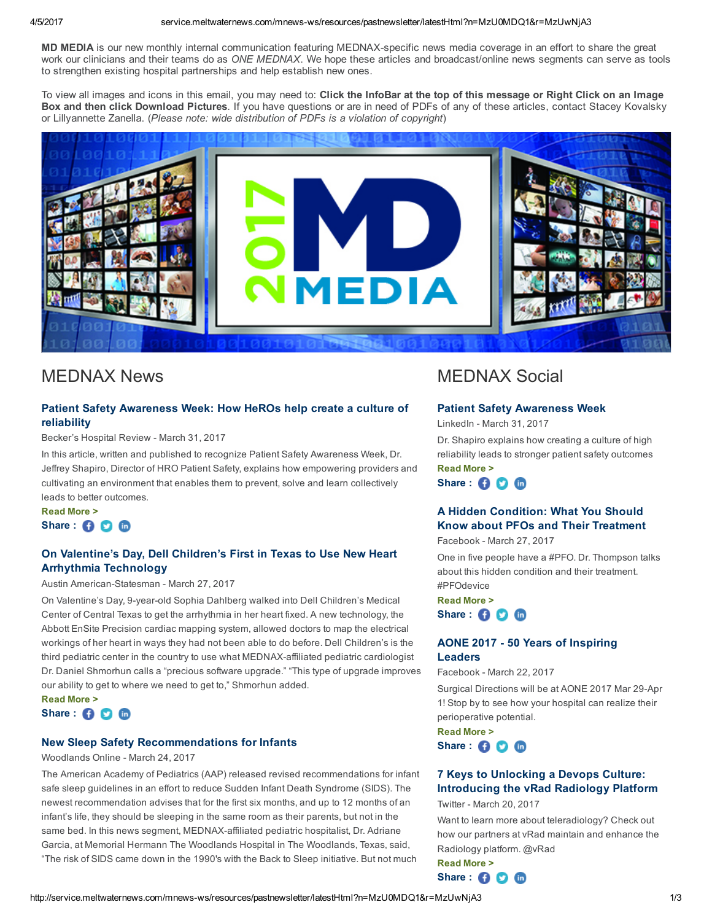**MD MEDIA** is our new monthly internal communication featuring MEDNAX-specific news media coverage in an effort to share the great work our clinicians and their teams do as *ONE MEDNAX*. We hope these articles and broadcast/online news segments can serve as tools to strengthen existing hospital partnerships and help establish new ones.

To view all images and icons in this email, you may need to: **Click the InfoBar at the top of this message or Right Click on an Image Box and then click Download Pictures**. If you have questions or are in need of PDFs of any of these articles, contact Stacey Kovalsky or Lillyannette Zanella. (*Please note: wide distribution of PDFs is a violation of copyright*)

# MEDNAX News

### Patient Safety Awareness Week: How HeROs help create a culture of reliability

Becker's Hospital Review - March 31, 2017

In this article, written and published to recognize Patient Safety Awareness Week, Dr. Jeffrey Shapiro, Director of HRO Patient Safety, explains how empowering providers and cultivating an environment that enables them to prevent, solve and learn collectively leads to better outcomes.

**Read More >**

**Share :**

### On Valentine's Day, Dell Children's First in Texas to Use New Heart Arrhythmia Technology

Austin American-Statesman - March 27, 2017

On Valentine's Day, 9-year-old Sophia Dahlberg walked into Dell Children's Medical Center of Central Texas to get the arrhythmia in her heart fixed. A new technology, the Abbott EnSite Precision cardiac mapping system, allowed doctors to map the electrical workings of her heart in ways they had not been able to do before. Dell Children's is the third pediatric center in the country to use what MEDNAX-affiliated pediatric cardiologist Dr. Daniel Shmorhun calls a "precious software upgrade." "This type of upgrade improves our ability to get to where we need to get to," Shmorhun added.

**Read More >**

**Share :**

### New Sleep Safety Recommendations for Infants

Woodlands Online - March 24, 2017

The American Academy of Pediatrics (AAP) released revised recommendations for infant safe sleep guidelines in an effort to reduce Sudden Infant Death Syndrome (SIDS). The newest recommendation advises that for the first six months, and up to 12 months of an infant's life, they should be sleeping in the same room as their parents, but not in the same bed. In this news segment, MEDNAX-affiliated pediatric hospitalist, Dr. Adriane Garcia, at Memorial Hermann The Woodlands Hospital in The Woodlands, Texas, said, "The risk of SIDS came down in the 1990's with the Back to Sleep initiative. But not much

# MEDNAX Social

### Patient Safety Awareness Week

LinkedIn - March 31, 2017

Dr. Shapiro explains how creating a culture of high reliability leads to stronger patient safety outcomes

**Read More >**

**Share :**

### A Hidden Condition: What You Should Know about PFOs and Their Treatment

Facebook - March 27, 2017

One in five people have a #PFO. Dr. Thompson talks about this hidden condition and their treatment. #PFOdevice

**Read More >**

**Share :**

### AONE 2017 - 50 Years of Inspiring Leaders

Facebook - March 22, 2017

Surgical Directions will be at AONE 2017 Mar 29-Apr 1! Stop by to see how your hospital can realize their perioperative potential.

**Read More >**

**Share :**

### 7 Keys to Unlocking a Devops Culture: Introducing the vRad Radiology Platform

Twitter - March 20, 2017

Want to learn more about teleradiology? Check out how our partners at vRad maintain and enhance the Radiology platform. @vRad

**Read More >**

**Share :**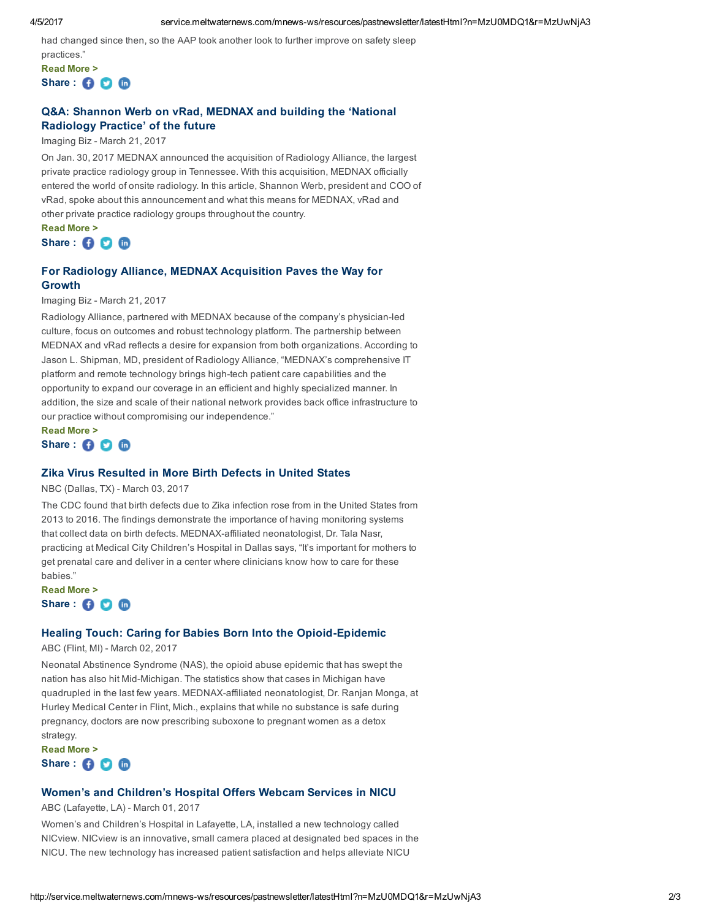had changed since then, so the AAP took another look to further improve on safety sleep practices."

**Read More >**

**Share :**

## Q&A: Shannon Werb on vRad, MEDNAX and building the 'National Radiology Practice' of the future

Imaging Biz - March 21, 2017

On Jan. 30, 2017 MEDNAX announced the acquisition of Radiology Alliance, the largest private practice radiology group in Tennessee. With this acquisition, MEDNAX officially entered the world of onsite radiology. In this article, Shannon Werb, president and COO of vRad, spoke about this announcement and what this means for MEDNAX, vRad and other private practice radiology groups throughout the country.

**Read More >**

**Share :**

## For Radiology Alliance, MEDNAX Acquisition Paves the Way for Growth

Imaging Biz - March 21, 2017

Radiology Alliance, partnered with MEDNAX because of the company's physician-led culture, focus on outcomes and robust technology platform. The partnership between MEDNAX and vRad reflects a desire for expansion from both organizations. According to Jason L. Shipman, MD, president of Radiology Alliance, "MEDNAX's comprehensive IT platform and remote technology brings high-tech patient care capabilities and the opportunity to expand our coverage in an efficient and highly specialized manner. In addition, the size and scale of their national network provides back office infrastructure to our practice without compromising our independence."

**Read More >**

**Share :**

## Zika Virus Resulted in More Birth Defects in United States

NBC (Dallas, TX) - March 03, 2017

The CDC found that birth defects due to Zika infection rose from in the United States from 2013 to 2016. The findings demonstrate the importance of having monitoring systems that collect data on birth defects. MEDNAX-affiliated neonatologist, Dr. Tala Nasr, practicing at Medical City Children's Hospital in Dallas says, "It's important for mothers to get prenatal care and deliver in a center where clinicians know how to care for these babies."

**Read More >**

**Share :**

## Healing Touch: Caring for Babies Born Into the Opioid-Epidemic

ABC (Flint, MI) - March 02, 2017

Neonatal Abstinence Syndrome (NAS), the opioid abuse epidemic that has swept the nation has also hit Mid-Michigan. The statistics show that cases in Michigan have quadrupled in the last few years. MEDNAX-affiliated neonatologist, Dr. Ranjan Monga, at Hurley Medical Center in Flint, Mich., explains that while no substance is safe during pregnancy, doctors are now prescribing suboxone to pregnant women as a detox strategy.

**Read More >**

**Share :**

## Women's and Children's Hospital Offers Webcam Services in NICU

ABC (Lafayette, LA) - March 01, 2017

Women's and Children's Hospital in Lafayette, LA, installed a new technology called NICview. NICview is an innovative, small camera placed at designated bed spaces in the NICU. The new technology has increased patient satisfaction and helps alleviate NICU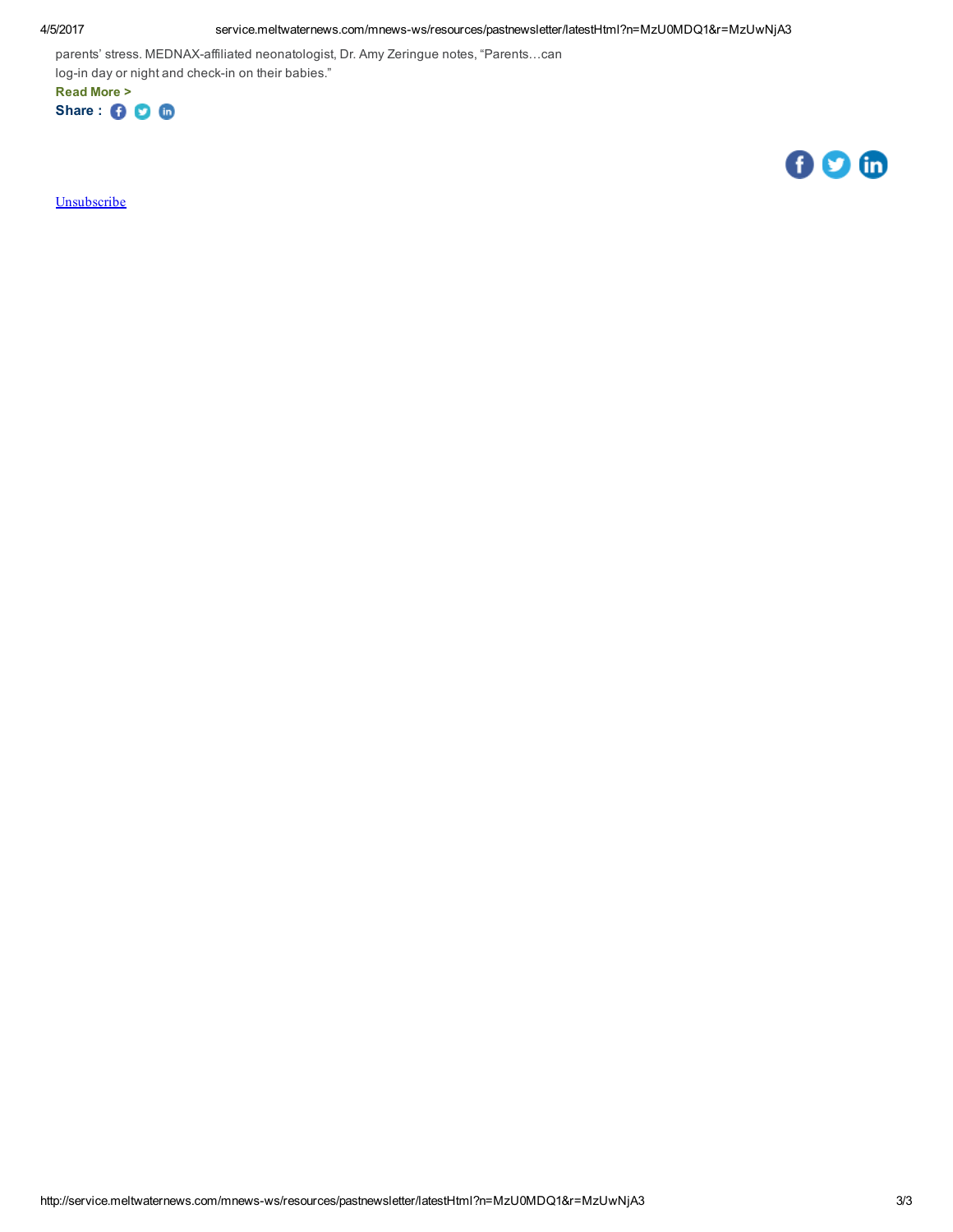parents' stress. MEDNAX-affiliated neonatologist, Dr. Amy Zeringue notes, "Parents…can log-in day or night and check-in on their babies."

**Read More >**

**Share :**

Unsubscribe